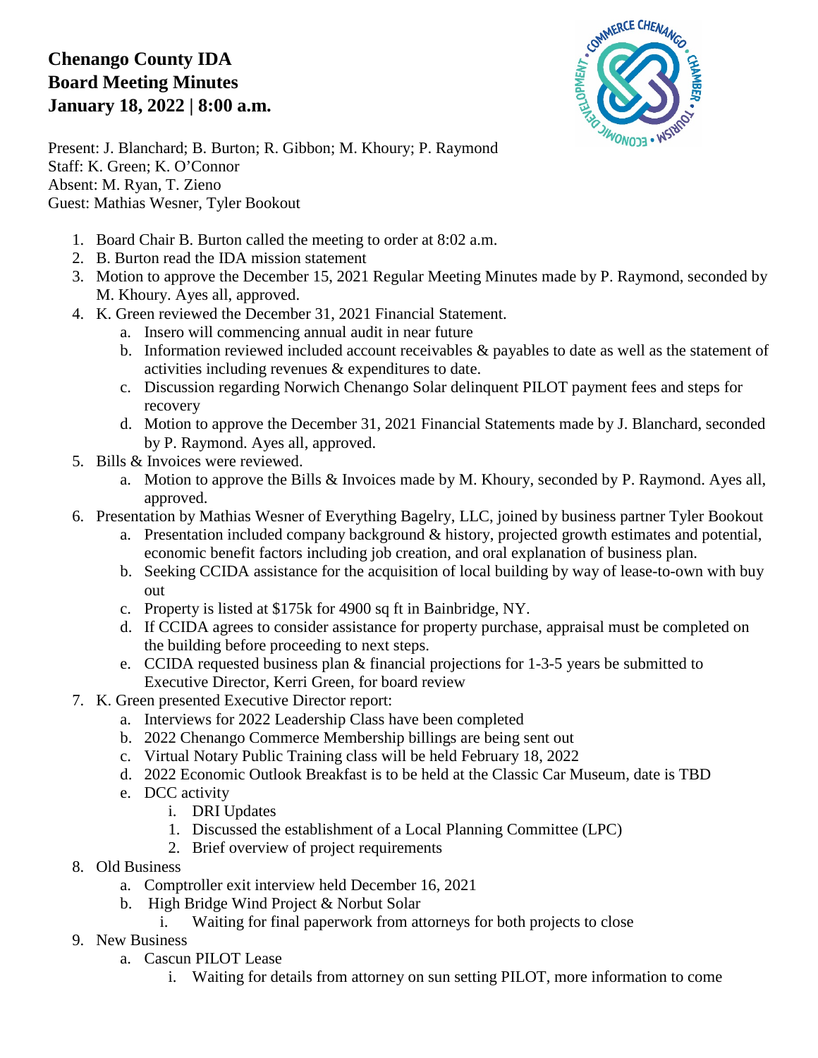# Chenango County IDA
## Board Meeting Minutes
## January 18, 2022 | 8:00 a.m.

Present: J. Blanchard; B. Burton; R. Gibbon; M. Khoury; P. Raymond
Staff: K. Green; K. O'Connor
Absent: M. Ryan, T. Zieno
Guest: Mathias Wesner, Tyler Bookout

1. Board Chair B. Burton called the meeting to order at 8:02 a.m.
2. B. Burton read the IDA mission statement
3. Motion to approve the December 15, 2021 Regular Meeting Minutes made by P. Raymond, seconded by M. Khoury. Ayes all, approved.
4. K. Green reviewed the December 31, 2021 Financial Statement.
   a. Insero will commencing annual audit in near future
   b. Information reviewed included account receivables & payables to date as well as the statement of activities including revenues & expenditures to date.
   c. Discussion regarding Norwich Chenango Solar delinquent PILOT payment fees and steps for recovery
   d. Motion to approve the December 31, 2021 Financial Statements made by J. Blanchard, seconded by P. Raymond. Ayes all, approved.
5. Bills & Invoices were reviewed.
   a. Motion to approve the Bills & Invoices made by M. Khoury, seconded by P. Raymond. Ayes all, approved.
6. Presentation by Mathias Wesner of Everything Bagelry, LLC, joined by business partner Tyler Bookout
   a. Presentation included company background & history, projected growth estimates and potential, economic benefit factors including job creation, and oral explanation of business plan.
   b. Seeking CCIDA assistance for the acquisition of local building by way of lease-to-own with buy out
   c. Property is listed at $175k for 4900 sq ft in Bainbridge, NY.
   d. If CCIDA agrees to consider assistance for property purchase, appraisal must be completed on the building before proceeding to next steps.
   e. CCIDA requested business plan & financial projections for 1-3-5 years be submitted to Executive Director, Kerri Green, for board review
7. K. Green presented Executive Director report:
   a. Interviews for 2022 Leadership Class have been completed
   b. 2022 Chenango Commerce Membership billings are being sent out
   c. Virtual Notary Public Training class will be held February 18, 2022
   d. 2022 Economic Outlook Breakfast is to be held at the Classic Car Museum, date is TBD
   e. DCC activity
      i. DRI Updates
         1. Discussed the establishment of a Local Planning Committee (LPC)
         2. Brief overview of project requirements
8. Old Business
   a. Comptroller exit interview held December 16, 2021
   b. High Bridge Wind Project & Norbut Solar
      i. Waiting for final paperwork from attorneys for both projects to close
9. New Business
   a. Cascun PILOT Lease
      i. Waiting for details from attorney on sun setting PILOT, more information to come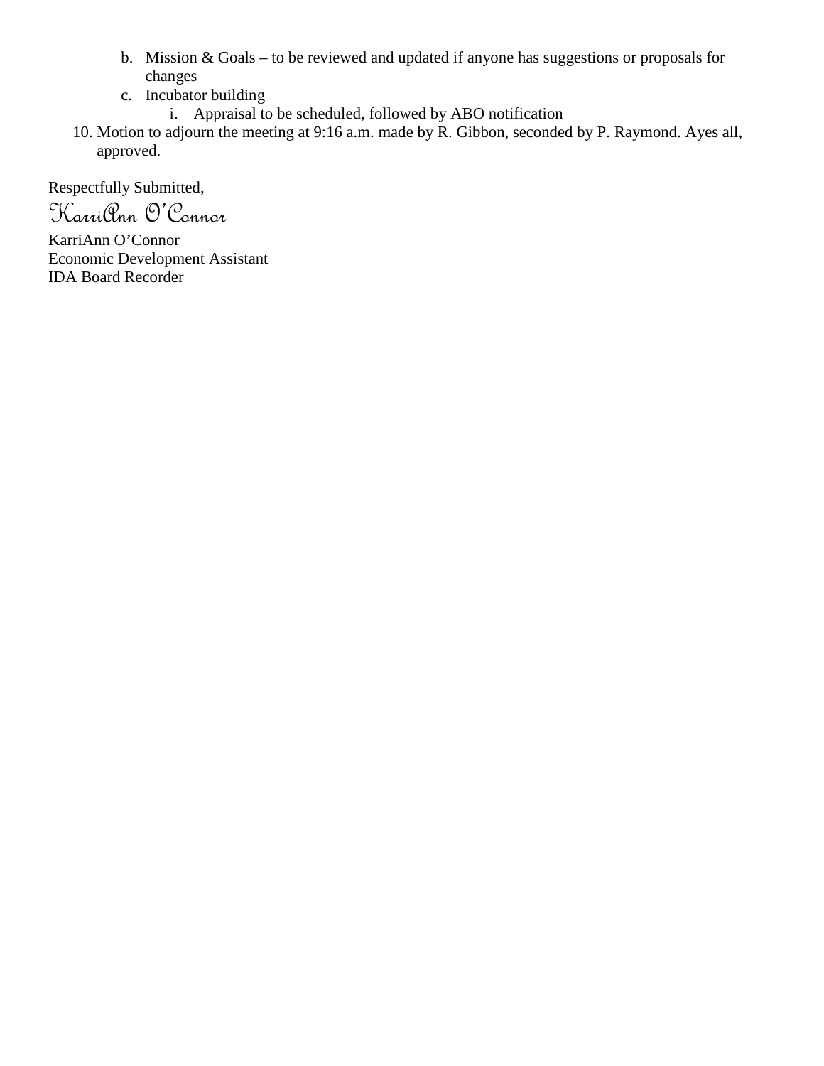b. Mission & Goals – to be reviewed and updated if anyone has suggestions or proposals for changes
   c. Incubator building
      i. Appraisal to be scheduled, followed by ABO notification
10. Motion to adjourn the meeting at 9:16 a.m. made by R. Gibbon, seconded by P. Raymond. Ayes all, approved.

Respectfully Submitted,

*KarriAnn O'Connor*

KarriAnn O'Connor
Economic Development Assistant
IDA Board Recorder